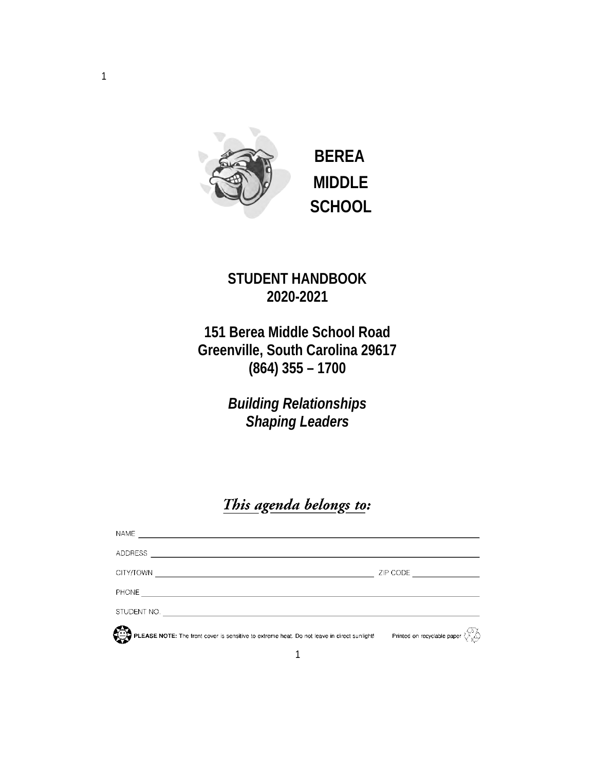# BEREA MIDDLE SCHOOL

## STUDENT HANDBOOK
## 2020-2021

**151 Berea Middle School Road**
**Greenville, South Carolina 29617**
**(864) 355 – 1700**

***Building Relationships***
***Shaping Leaders***

*This agenda belongs to:*

NAME ____________________

ADDRESS ____________________

CITY/TOWN ____________________ ZIP CODE __________

PHONE ____________________

STUDENT NO. ____________________

**PLEASE NOTE:** The front cover is sensitive to extreme heat. Do not leave in direct sunlight!

Printed on recyclable paper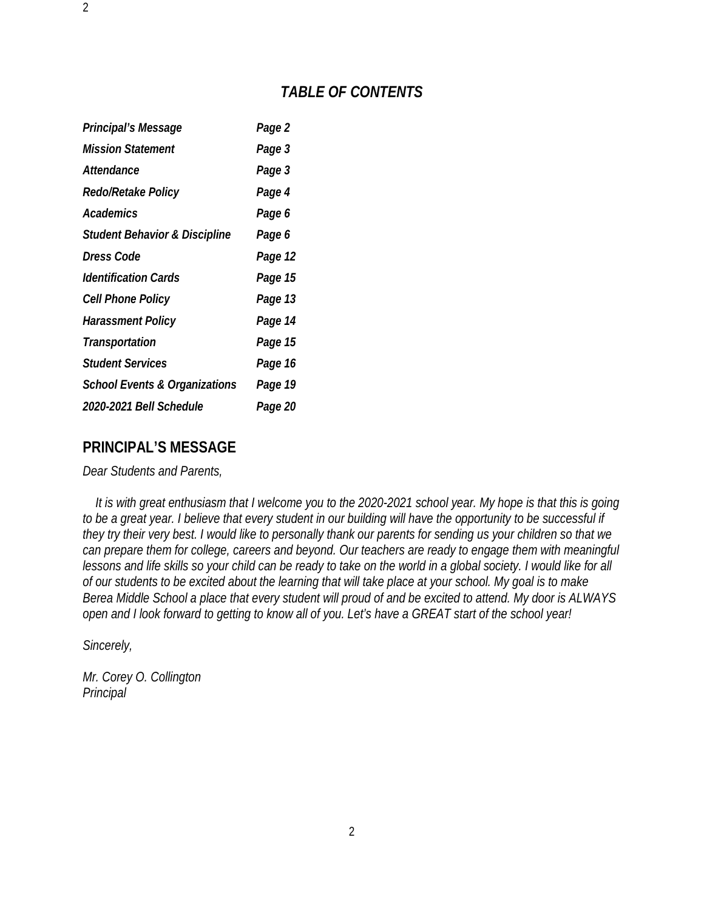## *TABLE OF CONTENTS*

| | |
|---|---|
| ***Principal's Message*** | ***Page 2*** |
| ***Mission Statement*** | ***Page 3*** |
| ***Attendance*** | ***Page 3*** |
| ***Redo/Retake Policy*** | ***Page 4*** |
| ***Academics*** | ***Page 6*** |
| ***Student Behavior & Discipline*** | ***Page 6*** |
| ***Dress Code*** | ***Page 12*** |
| ***Identification Cards*** | ***Page 15*** |
| ***Cell Phone Policy*** | ***Page 13*** |
| ***Harassment Policy*** | ***Page 14*** |
| ***Transportation*** | ***Page 15*** |
| ***Student Services*** | ***Page 16*** |
| ***School Events & Organizations*** | ***Page 19*** |
| ***2020-2021 Bell Schedule*** | ***Page 20*** |

## PRINCIPAL'S MESSAGE

*Dear Students and Parents,*

*It is with great enthusiasm that I welcome you to the 2020-2021 school year. My hope is that this is going to be a great year. I believe that every student in our building will have the opportunity to be successful if they try their very best. I would like to personally thank our parents for sending us your children so that we can prepare them for college, careers and beyond. Our teachers are ready to engage them with meaningful lessons and life skills so your child can be ready to take on the world in a global society. I would like for all of our students to be excited about the learning that will take place at your school. My goal is to make Berea Middle School a place that every student will proud of and be excited to attend. My door is ALWAYS open and I look forward to getting to know all of you. Let's have a GREAT start of the school year!*

*Sincerely,*

*Mr. Corey O. Collington*
*Principal*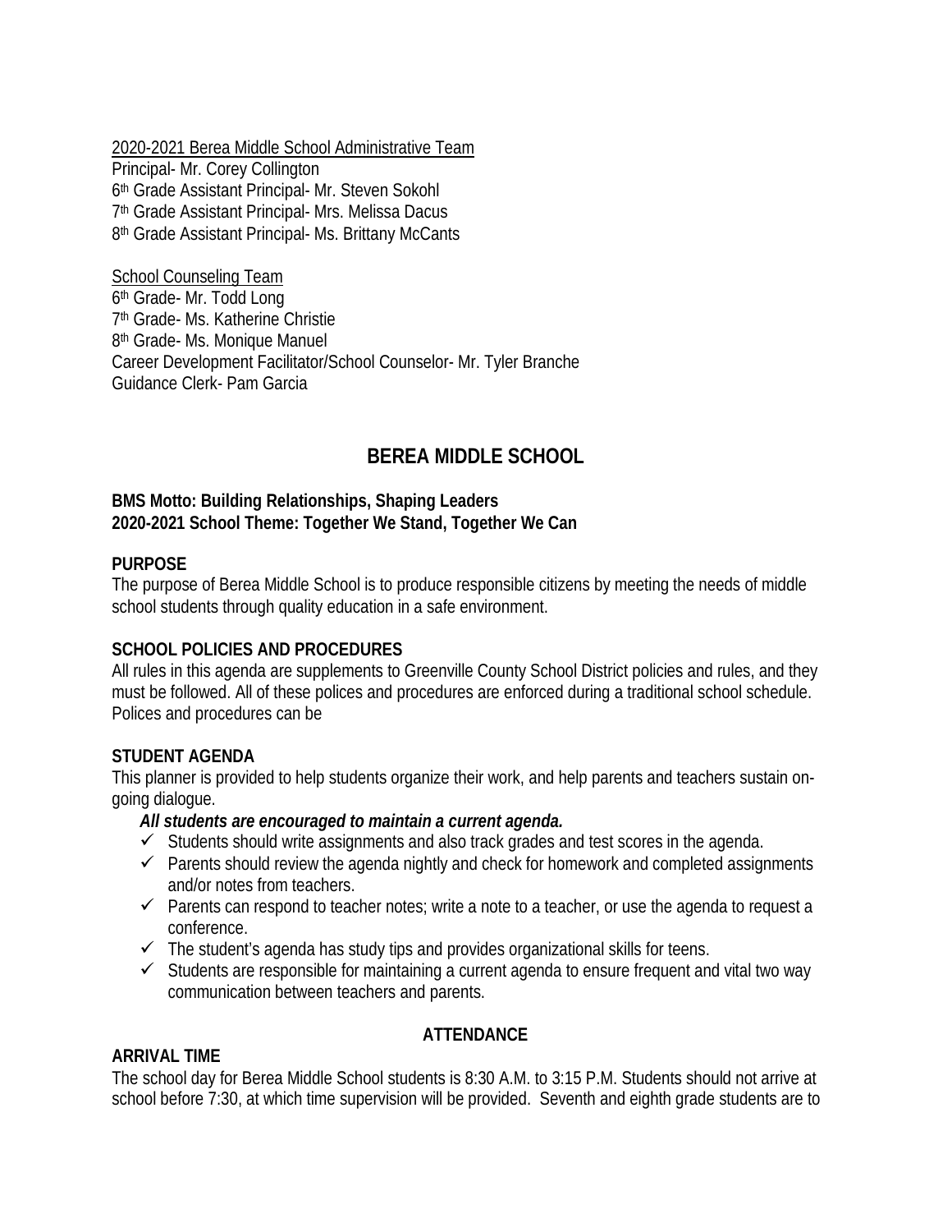2020-2021 Berea Middle School Administrative Team

Principal- Mr. Corey Collington

6th Grade Assistant Principal- Mr. Steven Sokohl

7th Grade Assistant Principal- Mrs. Melissa Dacus

8th Grade Assistant Principal- Ms. Brittany McCants

School Counseling Team

6th Grade- Mr. Todd Long

7th Grade- Ms. Katherine Christie

8th Grade- Ms. Monique Manuel

Career Development Facilitator/School Counselor- Mr. Tyler Branche

Guidance Clerk- Pam Garcia

# BEREA MIDDLE SCHOOL

**BMS Motto: Building Relationships, Shaping Leaders**
**2020-2021 School Theme: Together We Stand, Together We Can**

**PURPOSE**

The purpose of Berea Middle School is to produce responsible citizens by meeting the needs of middle school students through quality education in a safe environment.

**SCHOOL POLICIES AND PROCEDURES**

All rules in this agenda are supplements to Greenville County School District policies and rules, and they must be followed. All of these polices and procedures are enforced during a traditional school schedule. Polices and procedures can be

**STUDENT AGENDA**

This planner is provided to help students organize their work, and help parents and teachers sustain on-going dialogue.

***All students are encouraged to maintain a current agenda.***

- ✓ Students should write assignments and also track grades and test scores in the agenda.
- ✓ Parents should review the agenda nightly and check for homework and completed assignments and/or notes from teachers.
- ✓ Parents can respond to teacher notes; write a note to a teacher, or use the agenda to request a conference.
- ✓ The student's agenda has study tips and provides organizational skills for teens.
- ✓ Students are responsible for maintaining a current agenda to ensure frequent and vital two way communication between teachers and parents.

**ATTENDANCE**

**ARRIVAL TIME**

The school day for Berea Middle School students is 8:30 A.M. to 3:15 P.M. Students should not arrive at school before 7:30, at which time supervision will be provided. Seventh and eighth grade students are to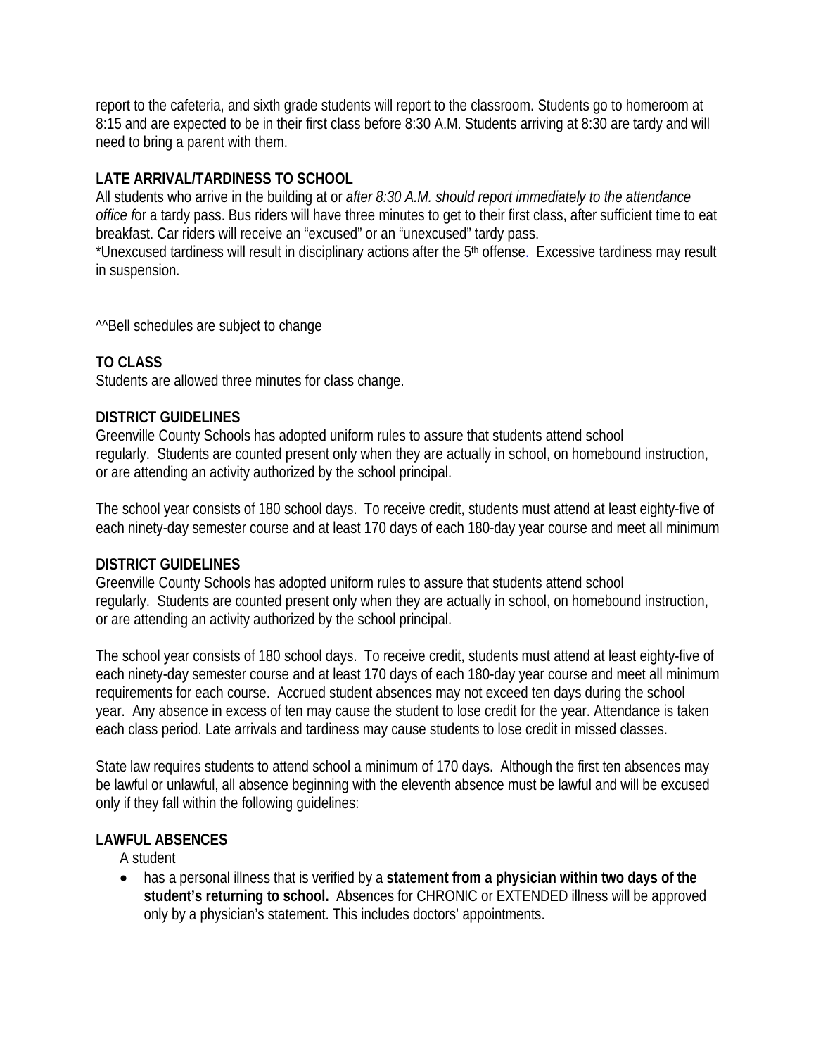report to the cafeteria, and sixth grade students will report to the classroom. Students go to homeroom at 8:15 and are expected to be in their first class before 8:30 A.M. Students arriving at 8:30 are tardy and will need to bring a parent with them.

**LATE ARRIVAL/TARDINESS TO SCHOOL**

All students who arrive in the building at or *after 8:30 A.M. should report immediately to the attendance office f*or a tardy pass. Bus riders will have three minutes to get to their first class, after sufficient time to eat breakfast. Car riders will receive an "excused" or an "unexcused" tardy pass.

*Unexcused tardiness will result in disciplinary actions after the 5th offense. Excessive tardiness may result in suspension.

^^Bell schedules are subject to change

**TO CLASS**

Students are allowed three minutes for class change.

**DISTRICT GUIDELINES**

Greenville County Schools has adopted uniform rules to assure that students attend school regularly. Students are counted present only when they are actually in school, on homebound instruction, or are attending an activity authorized by the school principal.

The school year consists of 180 school days. To receive credit, students must attend at least eighty-five of each ninety-day semester course and at least 170 days of each 180-day year course and meet all minimum

**DISTRICT GUIDELINES**

Greenville County Schools has adopted uniform rules to assure that students attend school regularly. Students are counted present only when they are actually in school, on homebound instruction, or are attending an activity authorized by the school principal.

The school year consists of 180 school days. To receive credit, students must attend at least eighty-five of each ninety-day semester course and at least 170 days of each 180-day year course and meet all minimum requirements for each course. Accrued student absences may not exceed ten days during the school year. Any absence in excess of ten may cause the student to lose credit for the year. Attendance is taken each class period. Late arrivals and tardiness may cause students to lose credit in missed classes.

State law requires students to attend school a minimum of 170 days. Although the first ten absences may be lawful or unlawful, all absence beginning with the eleventh absence must be lawful and will be excused only if they fall within the following guidelines:

**LAWFUL ABSENCES**

A student

- has a personal illness that is verified by a **statement from a physician within two days of the student's returning to school.** Absences for CHRONIC or EXTENDED illness will be approved only by a physician's statement. This includes doctors' appointments.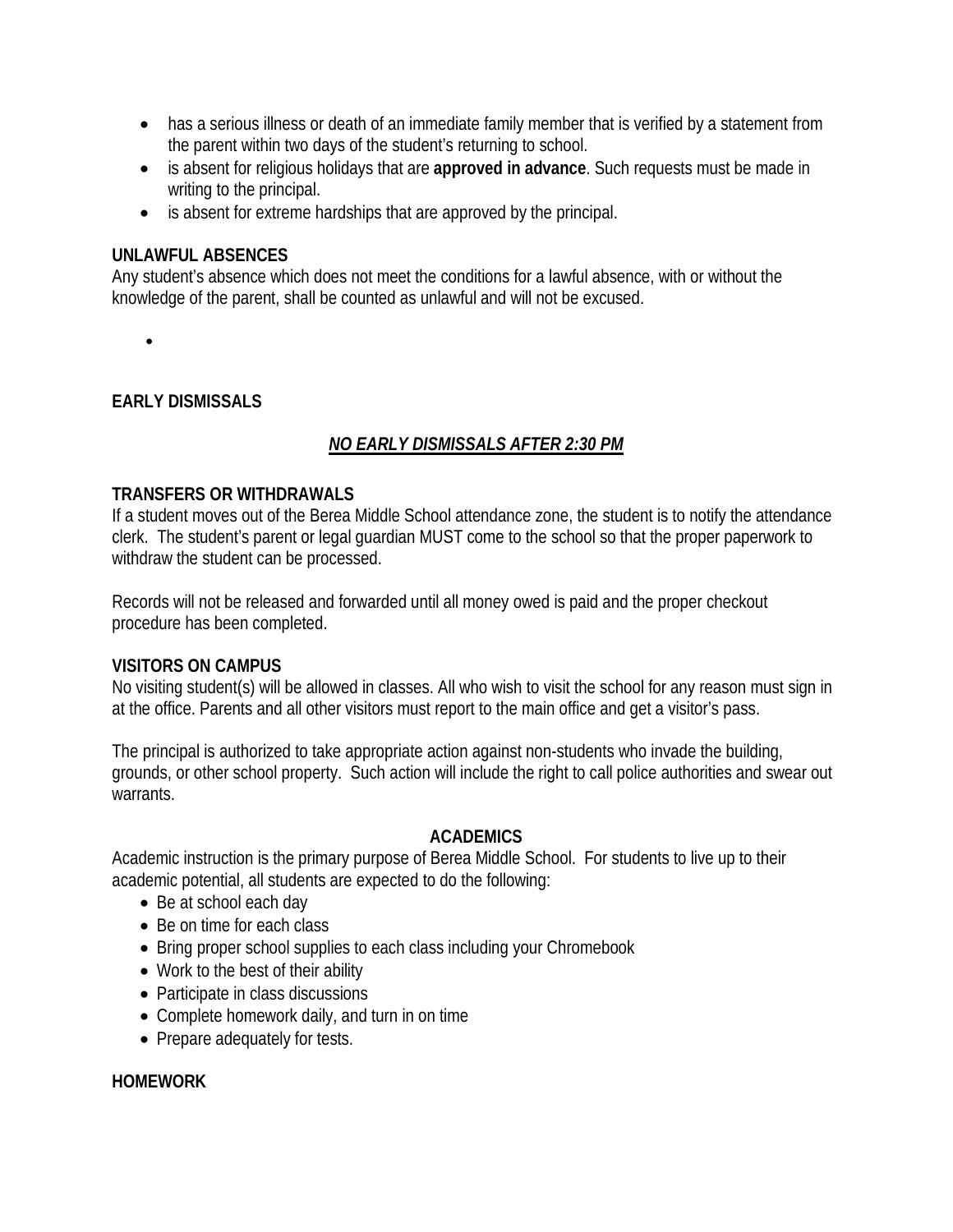- has a serious illness or death of an immediate family member that is verified by a statement from the parent within two days of the student's returning to school.
- is absent for religious holidays that are **approved in advance**. Such requests must be made in writing to the principal.
- is absent for extreme hardships that are approved by the principal.

**UNLAWFUL ABSENCES**

Any student's absence which does not meet the conditions for a lawful absence, with or without the knowledge of the parent, shall be counted as unlawful and will not be excused.

**EARLY DISMISSALS**

***NO EARLY DISMISSALS AFTER 2:30 PM***

**TRANSFERS OR WITHDRAWALS**

If a student moves out of the Berea Middle School attendance zone, the student is to notify the attendance clerk. The student's parent or legal guardian MUST come to the school so that the proper paperwork to withdraw the student can be processed.

Records will not be released and forwarded until all money owed is paid and the proper checkout procedure has been completed.

**VISITORS ON CAMPUS**

No visiting student(s) will be allowed in classes. All who wish to visit the school for any reason must sign in at the office. Parents and all other visitors must report to the main office and get a visitor's pass.

The principal is authorized to take appropriate action against non-students who invade the building, grounds, or other school property. Such action will include the right to call police authorities and swear out warrants.

## ACADEMICS

Academic instruction is the primary purpose of Berea Middle School. For students to live up to their academic potential, all students are expected to do the following:

- Be at school each day
- Be on time for each class
- Bring proper school supplies to each class including your Chromebook
- Work to the best of their ability
- Participate in class discussions
- Complete homework daily, and turn in on time
- Prepare adequately for tests.

**HOMEWORK**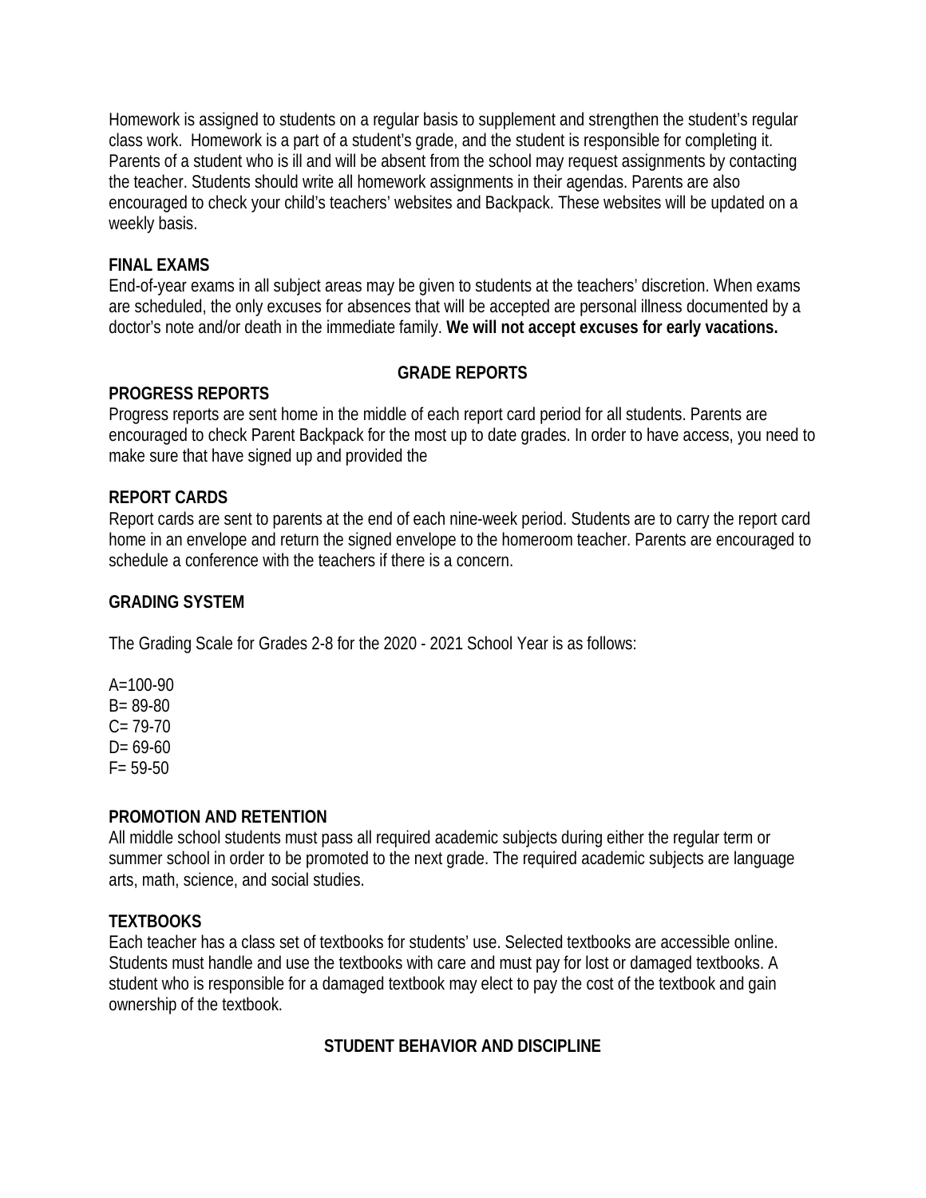Homework is assigned to students on a regular basis to supplement and strengthen the student's regular class work. Homework is a part of a student's grade, and the student is responsible for completing it. Parents of a student who is ill and will be absent from the school may request assignments by contacting the teacher. Students should write all homework assignments in their agendas. Parents are also encouraged to check your child's teachers' websites and Backpack. These websites will be updated on a weekly basis.

**FINAL EXAMS**

End-of-year exams in all subject areas may be given to students at the teachers' discretion. When exams are scheduled, the only excuses for absences that will be accepted are personal illness documented by a doctor's note and/or death in the immediate family. **We will not accept excuses for early vacations.**

## GRADE REPORTS

**PROGRESS REPORTS**

Progress reports are sent home in the middle of each report card period for all students. Parents are encouraged to check Parent Backpack for the most up to date grades. In order to have access, you need to make sure that have signed up and provided the

**REPORT CARDS**

Report cards are sent to parents at the end of each nine-week period. Students are to carry the report card home in an envelope and return the signed envelope to the homeroom teacher. Parents are encouraged to schedule a conference with the teachers if there is a concern.

**GRADING SYSTEM**

The Grading Scale for Grades 2-8 for the 2020 - 2021 School Year is as follows:

A=100-90
B= 89-80
C= 79-70
D= 69-60
F= 59-50

**PROMOTION AND RETENTION**

All middle school students must pass all required academic subjects during either the regular term or summer school in order to be promoted to the next grade. The required academic subjects are language arts, math, science, and social studies.

**TEXTBOOKS**

Each teacher has a class set of textbooks for students' use. Selected textbooks are accessible online. Students must handle and use the textbooks with care and must pay for lost or damaged textbooks. A student who is responsible for a damaged textbook may elect to pay the cost of the textbook and gain ownership of the textbook.

## STUDENT BEHAVIOR AND DISCIPLINE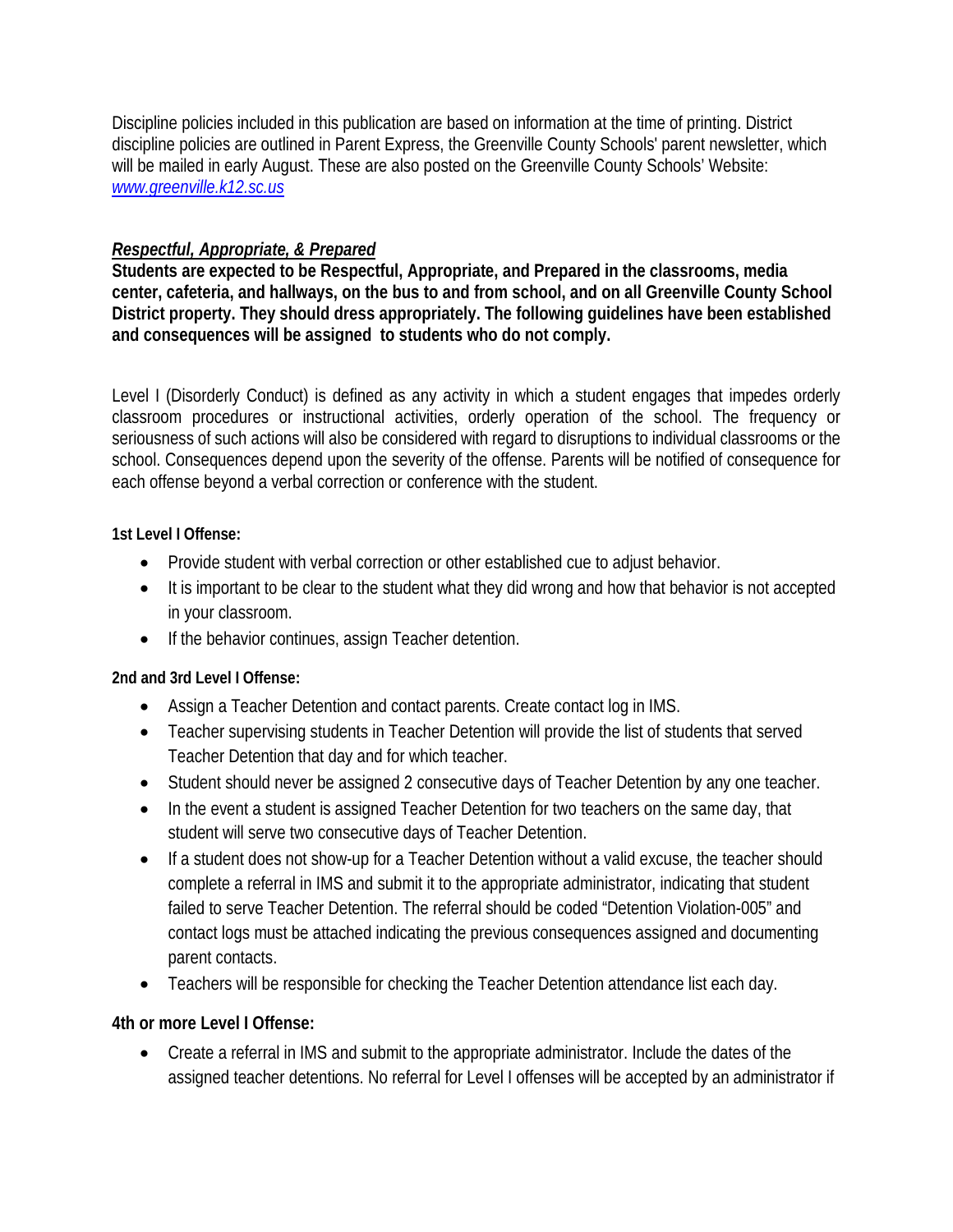Discipline policies included in this publication are based on information at the time of printing. District discipline policies are outlined in Parent Express, the Greenville County Schools' parent newsletter, which will be mailed in early August. These are also posted on the Greenville County Schools' Website: [www.greenville.k12.sc.us](www.greenville.k12.sc.us)

***Respectful, Appropriate, & Prepared***

**Students are expected to be Respectful, Appropriate, and Prepared in the classrooms, media center, cafeteria, and hallways, on the bus to and from school, and on all Greenville County School District property. They should dress appropriately. The following guidelines have been established and consequences will be assigned to students who do not comply.**

Level I (Disorderly Conduct) is defined as any activity in which a student engages that impedes orderly classroom procedures or instructional activities, orderly operation of the school. The frequency or seriousness of such actions will also be considered with regard to disruptions to individual classrooms or the school. Consequences depend upon the severity of the offense. Parents will be notified of consequence for each offense beyond a verbal correction or conference with the student.

**1st Level I Offense:**

- Provide student with verbal correction or other established cue to adjust behavior.
- It is important to be clear to the student what they did wrong and how that behavior is not accepted in your classroom.
- If the behavior continues, assign Teacher detention.

**2nd and 3rd Level I Offense:**

- Assign a Teacher Detention and contact parents. Create contact log in IMS.
- Teacher supervising students in Teacher Detention will provide the list of students that served Teacher Detention that day and for which teacher.
- Student should never be assigned 2 consecutive days of Teacher Detention by any one teacher.
- In the event a student is assigned Teacher Detention for two teachers on the same day, that student will serve two consecutive days of Teacher Detention.
- If a student does not show-up for a Teacher Detention without a valid excuse, the teacher should complete a referral in IMS and submit it to the appropriate administrator, indicating that student failed to serve Teacher Detention. The referral should be coded "Detention Violation-005" and contact logs must be attached indicating the previous consequences assigned and documenting parent contacts.
- Teachers will be responsible for checking the Teacher Detention attendance list each day.

**4th or more Level I Offense:**

- Create a referral in IMS and submit to the appropriate administrator. Include the dates of the assigned teacher detentions. No referral for Level I offenses will be accepted by an administrator if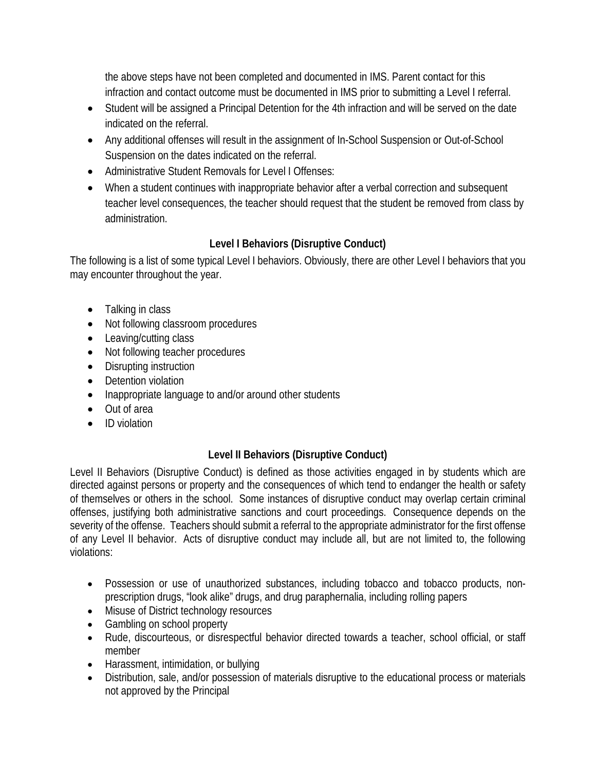the above steps have not been completed and documented in IMS. Parent contact for this infraction and contact outcome must be documented in IMS prior to submitting a Level I referral.

- Student will be assigned a Principal Detention for the 4th infraction and will be served on the date indicated on the referral.
- Any additional offenses will result in the assignment of In-School Suspension or Out-of-School Suspension on the dates indicated on the referral.
- Administrative Student Removals for Level I Offenses:
- When a student continues with inappropriate behavior after a verbal correction and subsequent teacher level consequences, the teacher should request that the student be removed from class by administration.

### Level I Behaviors (Disruptive Conduct)

The following is a list of some typical Level I behaviors. Obviously, there are other Level I behaviors that you may encounter throughout the year.

- Talking in class
- Not following classroom procedures
- Leaving/cutting class
- Not following teacher procedures
- Disrupting instruction
- Detention violation
- Inappropriate language to and/or around other students
- Out of area
- ID violation

### Level II Behaviors (Disruptive Conduct)

Level II Behaviors (Disruptive Conduct) is defined as those activities engaged in by students which are directed against persons or property and the consequences of which tend to endanger the health or safety of themselves or others in the school. Some instances of disruptive conduct may overlap certain criminal offenses, justifying both administrative sanctions and court proceedings. Consequence depends on the severity of the offense. Teachers should submit a referral to the appropriate administrator for the first offense of any Level II behavior. Acts of disruptive conduct may include all, but are not limited to, the following violations:

- Possession or use of unauthorized substances, including tobacco and tobacco products, non-prescription drugs, "look alike" drugs, and drug paraphernalia, including rolling papers
- Misuse of District technology resources
- Gambling on school property
- Rude, discourteous, or disrespectful behavior directed towards a teacher, school official, or staff member
- Harassment, intimidation, or bullying
- Distribution, sale, and/or possession of materials disruptive to the educational process or materials not approved by the Principal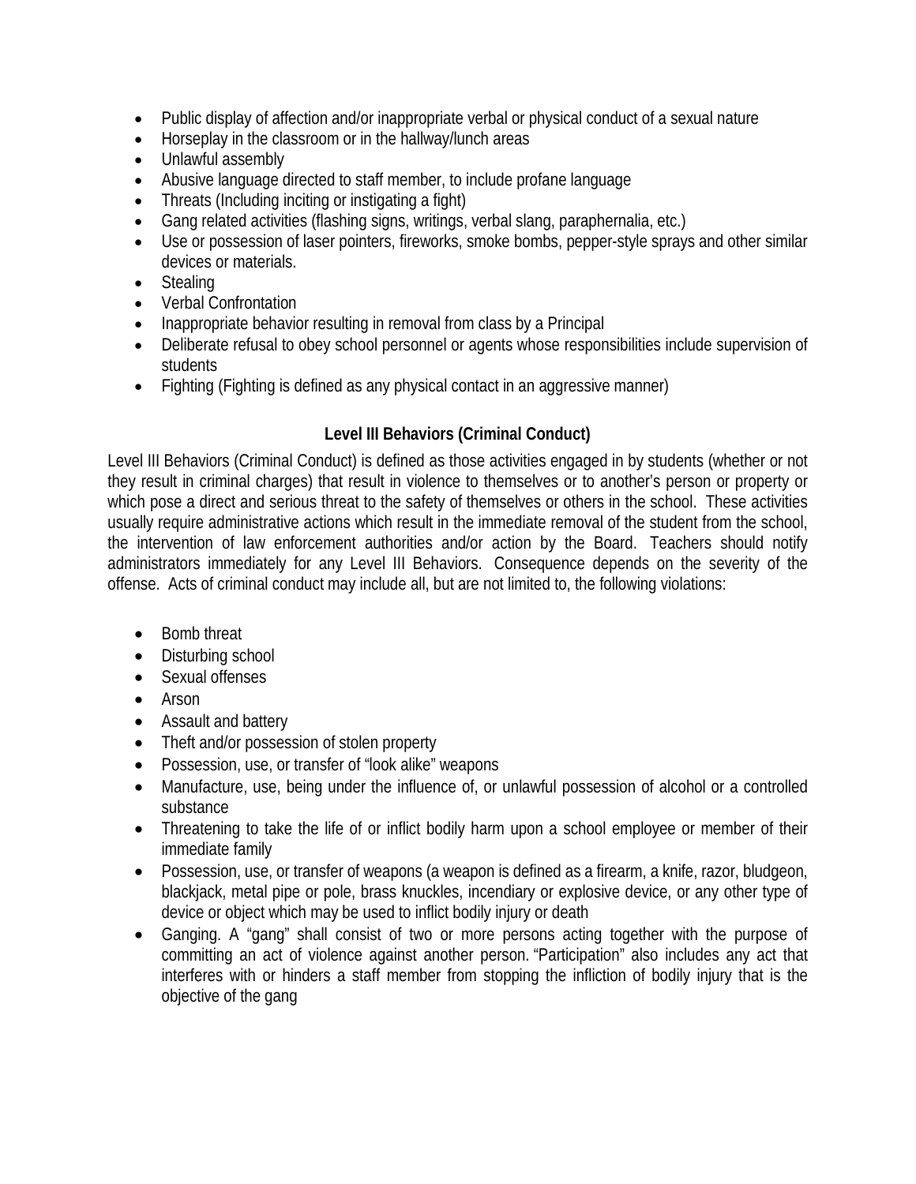- Public display of affection and/or inappropriate verbal or physical conduct of a sexual nature
- Horseplay in the classroom or in the hallway/lunch areas
- Unlawful assembly
- Abusive language directed to staff member, to include profane language
- Threats (Including inciting or instigating a fight)
- Gang related activities (flashing signs, writings, verbal slang, paraphernalia, etc.)
- Use or possession of laser pointers, fireworks, smoke bombs, pepper-style sprays and other similar devices or materials.
- Stealing
- Verbal Confrontation
- Inappropriate behavior resulting in removal from class by a Principal
- Deliberate refusal to obey school personnel or agents whose responsibilities include supervision of students
- Fighting (Fighting is defined as any physical contact in an aggressive manner)

### Level III Behaviors (Criminal Conduct)

Level III Behaviors (Criminal Conduct) is defined as those activities engaged in by students (whether or not they result in criminal charges) that result in violence to themselves or to another's person or property or which pose a direct and serious threat to the safety of themselves or others in the school. These activities usually require administrative actions which result in the immediate removal of the student from the school, the intervention of law enforcement authorities and/or action by the Board. Teachers should notify administrators immediately for any Level III Behaviors. Consequence depends on the severity of the offense. Acts of criminal conduct may include all, but are not limited to, the following violations:

- Bomb threat
- Disturbing school
- Sexual offenses
- Arson
- Assault and battery
- Theft and/or possession of stolen property
- Possession, use, or transfer of "look alike" weapons
- Manufacture, use, being under the influence of, or unlawful possession of alcohol or a controlled substance
- Threatening to take the life of or inflict bodily harm upon a school employee or member of their immediate family
- Possession, use, or transfer of weapons (a weapon is defined as a firearm, a knife, razor, bludgeon, blackjack, metal pipe or pole, brass knuckles, incendiary or explosive device, or any other type of device or object which may be used to inflict bodily injury or death
- Ganging. A "gang" shall consist of two or more persons acting together with the purpose of committing an act of violence against another person. "Participation" also includes any act that interferes with or hinders a staff member from stopping the infliction of bodily injury that is the objective of the gang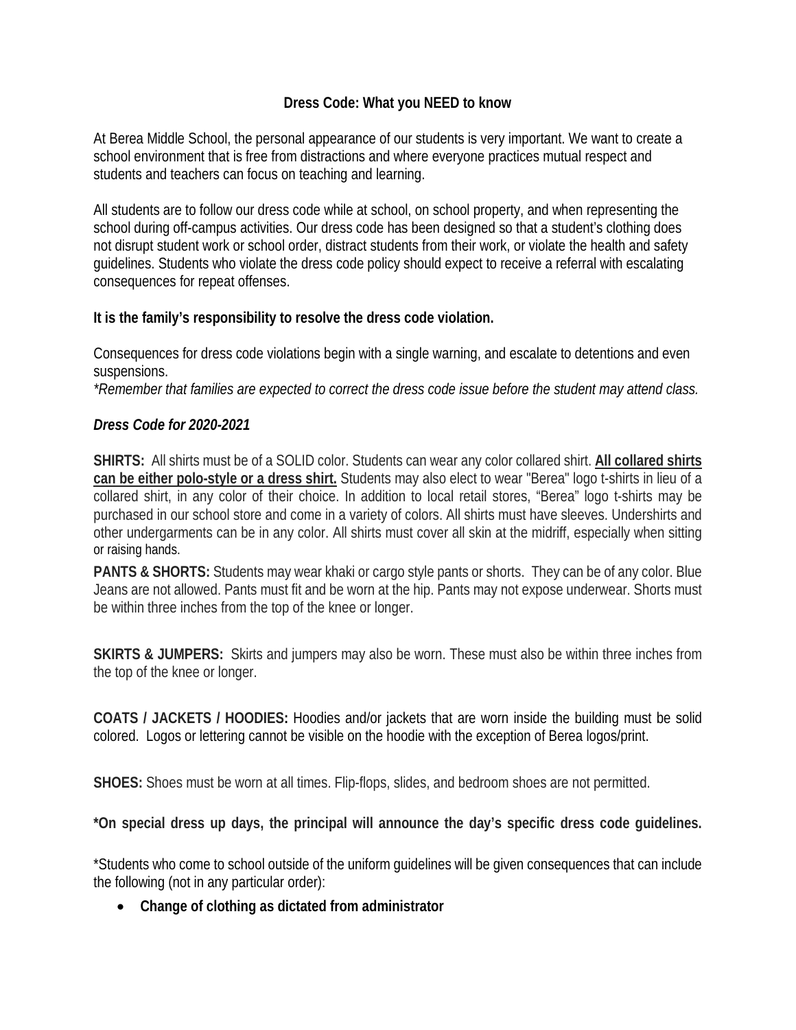## Dress Code: What you NEED to know

At Berea Middle School, the personal appearance of our students is very important. We want to create a school environment that is free from distractions and where everyone practices mutual respect and students and teachers can focus on teaching and learning.

All students are to follow our dress code while at school, on school property, and when representing the school during off-campus activities. Our dress code has been designed so that a student's clothing does not disrupt student work or school order, distract students from their work, or violate the health and safety guidelines. Students who violate the dress code policy should expect to receive a referral with escalating consequences for repeat offenses.

**It is the family's responsibility to resolve the dress code violation.**

Consequences for dress code violations begin with a single warning, and escalate to detentions and even suspensions.
*\*Remember that families are expected to correct the dress code issue before the student may attend class.*

***Dress Code for 2020-2021***

**SHIRTS:** All shirts must be of a SOLID color. Students can wear any color collared shirt. **<u>All collared shirts can be either polo-style or a dress shirt.</u>** Students may also elect to wear "Berea" logo t-shirts in lieu of a collared shirt, in any color of their choice. In addition to local retail stores, "Berea" logo t-shirts may be purchased in our school store and come in a variety of colors. All shirts must have sleeves. Undershirts and other undergarments can be in any color. All shirts must cover all skin at the midriff, especially when sitting or raising hands.

**PANTS & SHORTS:** Students may wear khaki or cargo style pants or shorts. They can be of any color. Blue Jeans are not allowed. Pants must fit and be worn at the hip. Pants may not expose underwear. Shorts must be within three inches from the top of the knee or longer.

**SKIRTS & JUMPERS:** Skirts and jumpers may also be worn. These must also be within three inches from the top of the knee or longer.

**COATS / JACKETS / HOODIES:** Hoodies and/or jackets that are worn inside the building must be solid colored. Logos or lettering cannot be visible on the hoodie with the exception of Berea logos/print.

**SHOES:** Shoes must be worn at all times. Flip-flops, slides, and bedroom shoes are not permitted.

**\*On special dress up days, the principal will announce the day's specific dress code guidelines.**

\*Students who come to school outside of the uniform guidelines will be given consequences that can include the following (not in any particular order):

- **Change of clothing as dictated from administrator**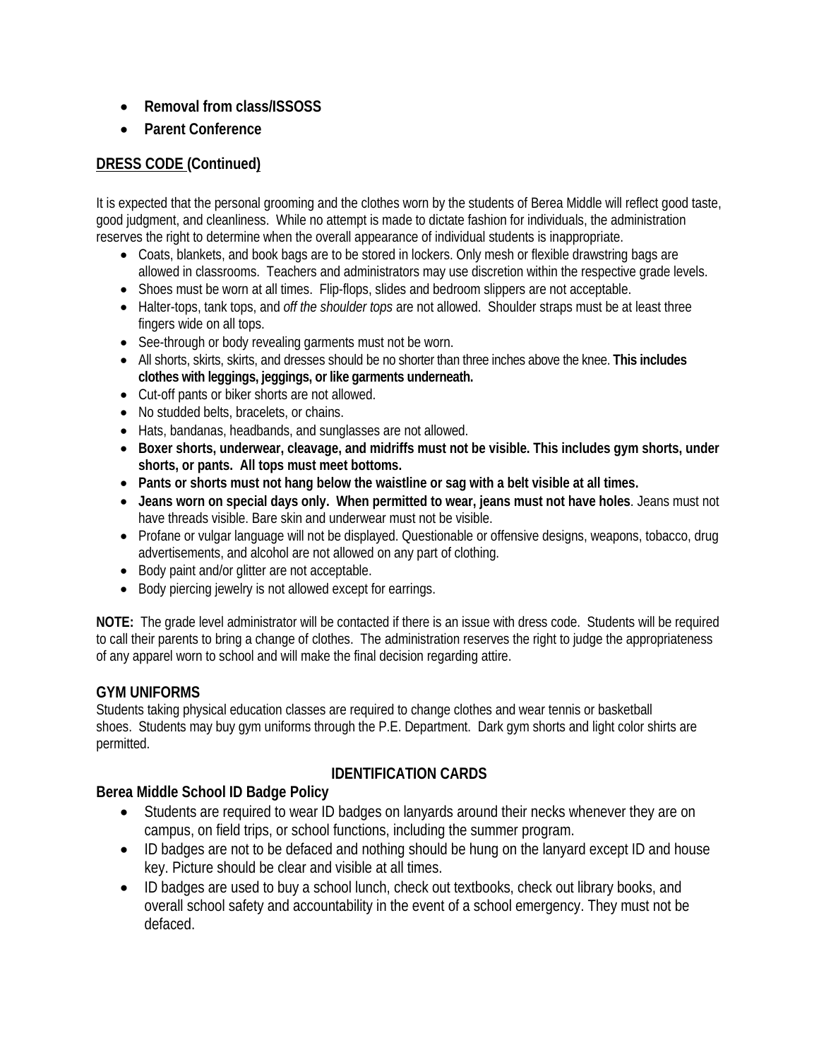- **Removal from class/ISSOSS**
- **Parent Conference**

## DRESS CODE (Continued)

It is expected that the personal grooming and the clothes worn by the students of Berea Middle will reflect good taste, good judgment, and cleanliness. While no attempt is made to dictate fashion for individuals, the administration reserves the right to determine when the overall appearance of individual students is inappropriate.

- Coats, blankets, and book bags are to be stored in lockers. Only mesh or flexible drawstring bags are allowed in classrooms. Teachers and administrators may use discretion within the respective grade levels.
- Shoes must be worn at all times. Flip-flops, slides and bedroom slippers are not acceptable.
- Halter-tops, tank tops, and *off the shoulder tops* are not allowed. Shoulder straps must be at least three fingers wide on all tops.
- See-through or body revealing garments must not be worn.
- All shorts, skirts, skirts, and dresses should be no shorter than three inches above the knee. **This includes clothes with leggings, jeggings, or like garments underneath.**
- Cut-off pants or biker shorts are not allowed.
- No studded belts, bracelets, or chains.
- Hats, bandanas, headbands, and sunglasses are not allowed.
- **Boxer shorts, underwear, cleavage, and midriffs must not be visible. This includes gym shorts, under shorts, or pants. All tops must meet bottoms.**
- **Pants or shorts must not hang below the waistline or sag with a belt visible at all times.**
- **Jeans worn on special days only. When permitted to wear, jeans must not have holes**. Jeans must not have threads visible. Bare skin and underwear must not be visible.
- Profane or vulgar language will not be displayed. Questionable or offensive designs, weapons, tobacco, drug advertisements, and alcohol are not allowed on any part of clothing.
- Body paint and/or glitter are not acceptable.
- Body piercing jewelry is not allowed except for earrings.

**NOTE:** The grade level administrator will be contacted if there is an issue with dress code. Students will be required to call their parents to bring a change of clothes. The administration reserves the right to judge the appropriateness of any apparel worn to school and will make the final decision regarding attire.

### GYM UNIFORMS

Students taking physical education classes are required to change clothes and wear tennis or basketball shoes. Students may buy gym uniforms through the P.E. Department. Dark gym shorts and light color shirts are permitted.

## IDENTIFICATION CARDS

### Berea Middle School ID Badge Policy

- Students are required to wear ID badges on lanyards around their necks whenever they are on campus, on field trips, or school functions, including the summer program.
- ID badges are not to be defaced and nothing should be hung on the lanyard except ID and house key. Picture should be clear and visible at all times.
- ID badges are used to buy a school lunch, check out textbooks, check out library books, and overall school safety and accountability in the event of a school emergency. They must not be defaced.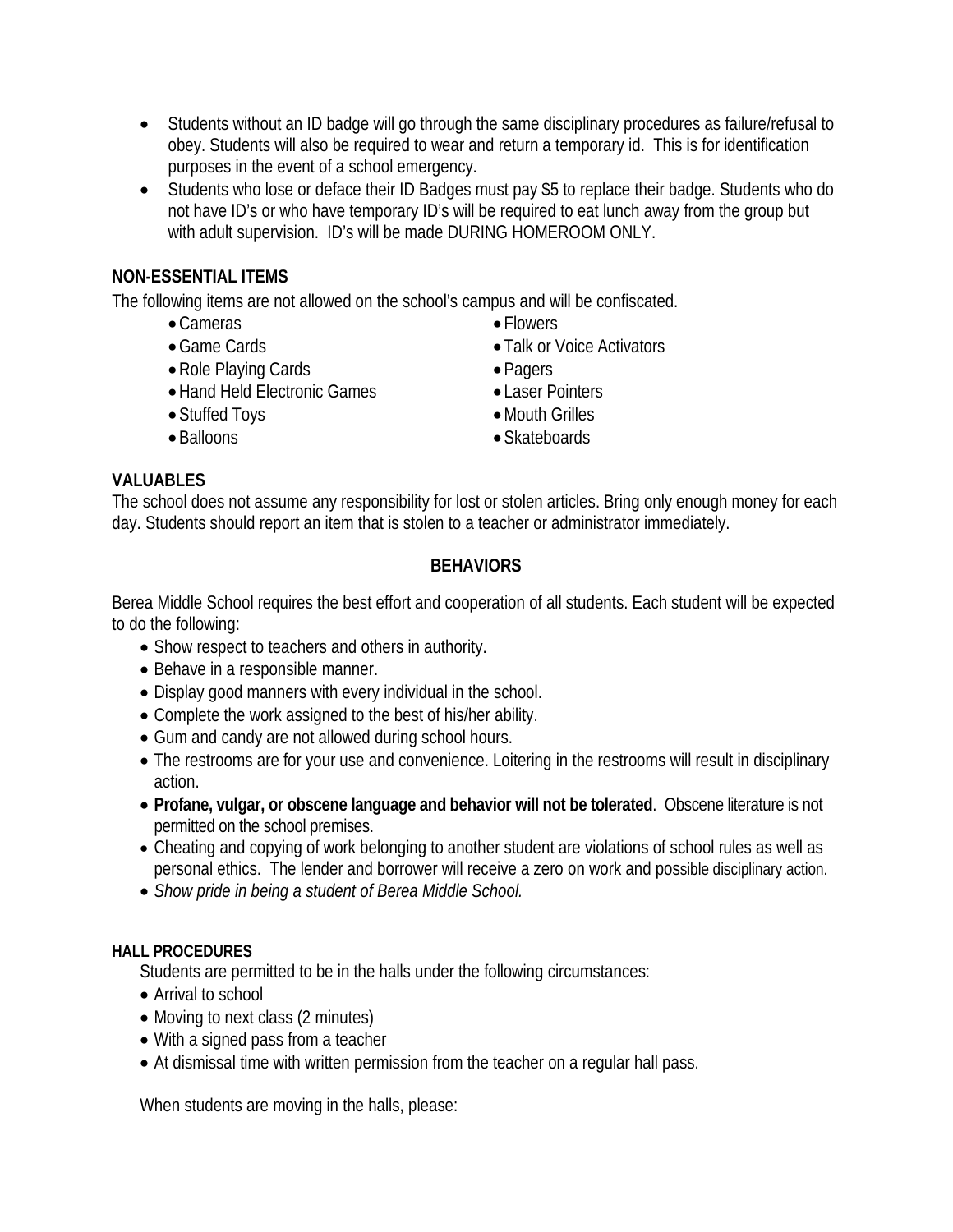- Students without an ID badge will go through the same disciplinary procedures as failure/refusal to obey. Students will also be required to wear and return a temporary id. This is for identification purposes in the event of a school emergency.
- Students who lose or deface their ID Badges must pay $5 to replace their badge. Students who do not have ID's or who have temporary ID's will be required to eat lunch away from the group but with adult supervision. ID's will be made DURING HOMEROOM ONLY.

**NON-ESSENTIAL ITEMS**

The following items are not allowed on the school's campus and will be confiscated.

- Cameras
- Game Cards
- Role Playing Cards
- Hand Held Electronic Games
- Stuffed Toys
- Balloons
- Flowers
- Talk or Voice Activators
- Pagers
- Laser Pointers
- Mouth Grilles
- Skateboards

**VALUABLES**

The school does not assume any responsibility for lost or stolen articles. Bring only enough money for each day. Students should report an item that is stolen to a teacher or administrator immediately.

## BEHAVIORS

Berea Middle School requires the best effort and cooperation of all students. Each student will be expected to do the following:

- Show respect to teachers and others in authority.
- Behave in a responsible manner.
- Display good manners with every individual in the school.
- Complete the work assigned to the best of his/her ability.
- Gum and candy are not allowed during school hours.
- The restrooms are for your use and convenience. Loitering in the restrooms will result in disciplinary action.
- **Profane, vulgar, or obscene language and behavior will not be tolerated**. Obscene literature is not permitted on the school premises.
- Cheating and copying of work belonging to another student are violations of school rules as well as personal ethics. The lender and borrower will receive a zero on work and possible disciplinary action.
- *Show pride in being a student of Berea Middle School.*

**HALL PROCEDURES**

Students are permitted to be in the halls under the following circumstances:

- Arrival to school
- Moving to next class (2 minutes)
- With a signed pass from a teacher
- At dismissal time with written permission from the teacher on a regular hall pass.

When students are moving in the halls, please: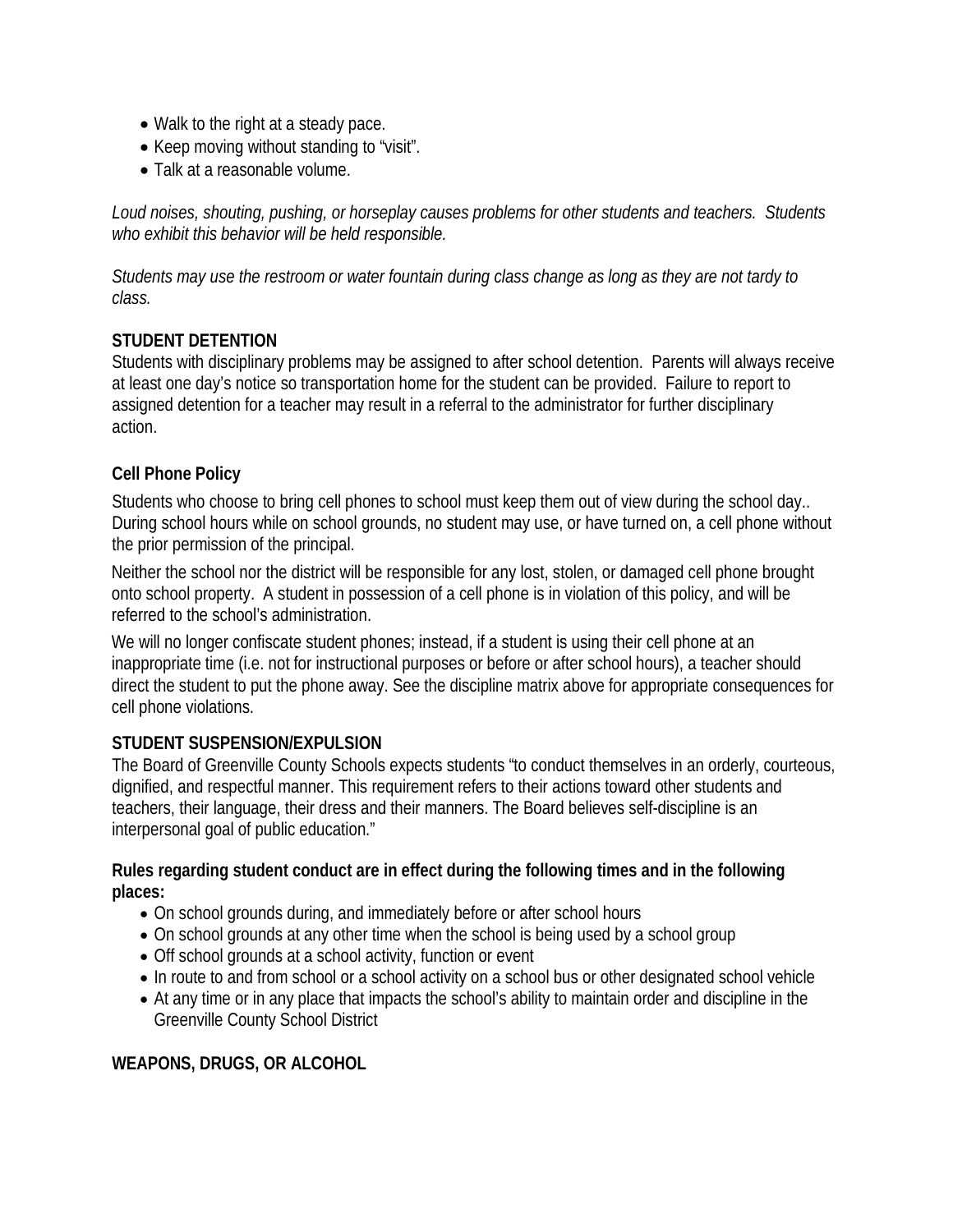- Walk to the right at a steady pace.
- Keep moving without standing to “visit”.
- Talk at a reasonable volume.

*Loud noises, shouting, pushing, or horseplay causes problems for other students and teachers. Students who exhibit this behavior will be held responsible.*

*Students may use the restroom or water fountain during class change as long as they are not tardy to class.*

**STUDENT DETENTION**

Students with disciplinary problems may be assigned to after school detention. Parents will always receive at least one day’s notice so transportation home for the student can be provided. Failure to report to assigned detention for a teacher may result in a referral to the administrator for further disciplinary action.

**Cell Phone Policy**

Students who choose to bring cell phones to school must keep them out of view during the school day.. During school hours while on school grounds, no student may use, or have turned on, a cell phone without the prior permission of the principal.

Neither the school nor the district will be responsible for any lost, stolen, or damaged cell phone brought onto school property. A student in possession of a cell phone is in violation of this policy, and will be referred to the school’s administration.

We will no longer confiscate student phones; instead, if a student is using their cell phone at an inappropriate time (i.e. not for instructional purposes or before or after school hours), a teacher should direct the student to put the phone away. See the discipline matrix above for appropriate consequences for cell phone violations.

**STUDENT SUSPENSION/EXPULSION**

The Board of Greenville County Schools expects students “to conduct themselves in an orderly, courteous, dignified, and respectful manner. This requirement refers to their actions toward other students and teachers, their language, their dress and their manners. The Board believes self-discipline is an interpersonal goal of public education.”

**Rules regarding student conduct are in effect during the following times and in the following places:**

- On school grounds during, and immediately before or after school hours
- On school grounds at any other time when the school is being used by a school group
- Off school grounds at a school activity, function or event
- In route to and from school or a school activity on a school bus or other designated school vehicle
- At any time or in any place that impacts the school’s ability to maintain order and discipline in the Greenville County School District

**WEAPONS, DRUGS, OR ALCOHOL**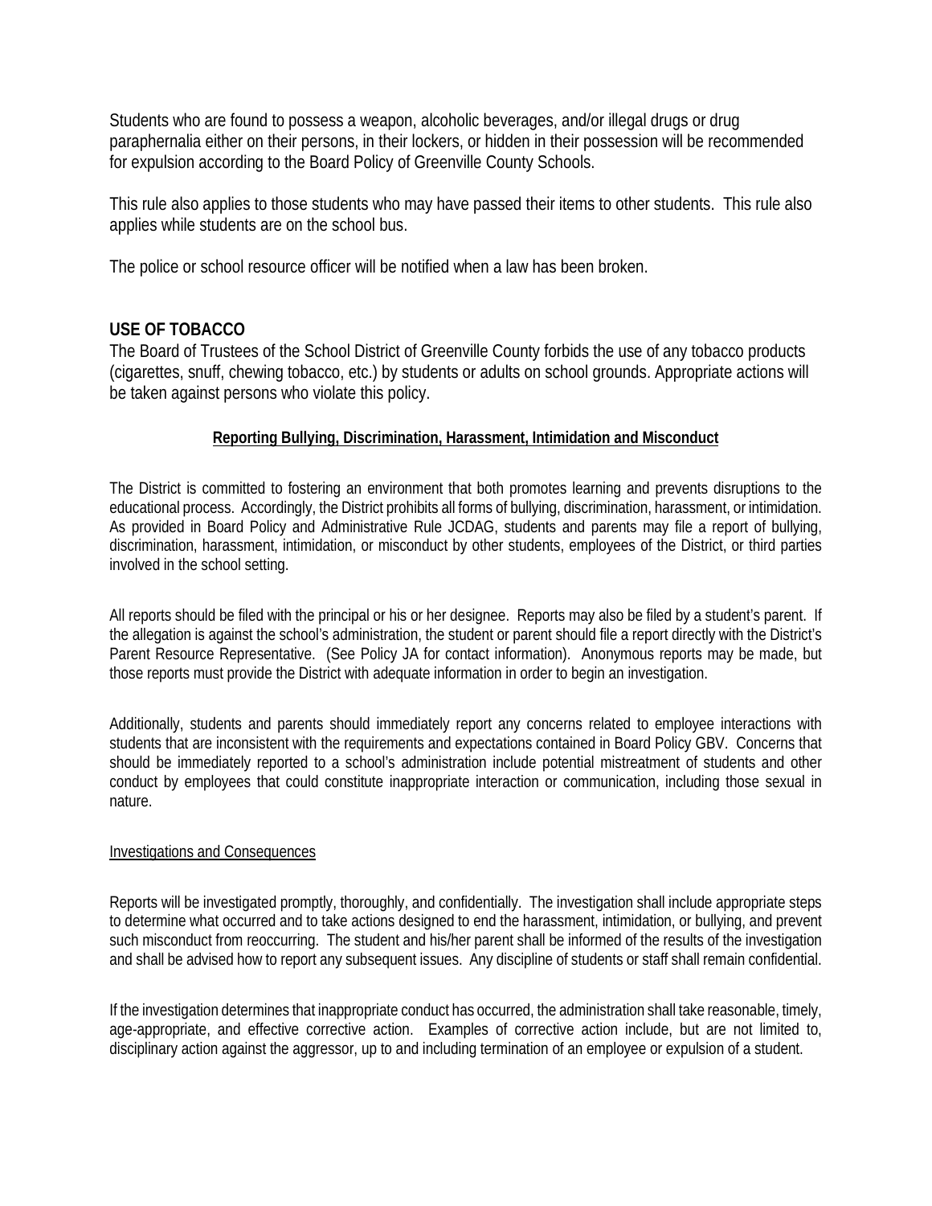Students who are found to possess a weapon, alcoholic beverages, and/or illegal drugs or drug paraphernalia either on their persons, in their lockers, or hidden in their possession will be recommended for expulsion according to the Board Policy of Greenville County Schools.

This rule also applies to those students who may have passed their items to other students. This rule also applies while students are on the school bus.

The police or school resource officer will be notified when a law has been broken.

## USE OF TOBACCO

The Board of Trustees of the School District of Greenville County forbids the use of any tobacco products (cigarettes, snuff, chewing tobacco, etc.) by students or adults on school grounds. Appropriate actions will be taken against persons who violate this policy.

### Reporting Bullying, Discrimination, Harassment, Intimidation and Misconduct

The District is committed to fostering an environment that both promotes learning and prevents disruptions to the educational process. Accordingly, the District prohibits all forms of bullying, discrimination, harassment, or intimidation. As provided in Board Policy and Administrative Rule JCDAG, students and parents may file a report of bullying, discrimination, harassment, intimidation, or misconduct by other students, employees of the District, or third parties involved in the school setting.

All reports should be filed with the principal or his or her designee. Reports may also be filed by a student's parent. If the allegation is against the school's administration, the student or parent should file a report directly with the District's Parent Resource Representative. (See Policy JA for contact information). Anonymous reports may be made, but those reports must provide the District with adequate information in order to begin an investigation.

Additionally, students and parents should immediately report any concerns related to employee interactions with students that are inconsistent with the requirements and expectations contained in Board Policy GBV. Concerns that should be immediately reported to a school's administration include potential mistreatment of students and other conduct by employees that could constitute inappropriate interaction or communication, including those sexual in nature.

#### Investigations and Consequences

Reports will be investigated promptly, thoroughly, and confidentially. The investigation shall include appropriate steps to determine what occurred and to take actions designed to end the harassment, intimidation, or bullying, and prevent such misconduct from reoccurring. The student and his/her parent shall be informed of the results of the investigation and shall be advised how to report any subsequent issues. Any discipline of students or staff shall remain confidential.

If the investigation determines that inappropriate conduct has occurred, the administration shall take reasonable, timely, age-appropriate, and effective corrective action. Examples of corrective action include, but are not limited to, disciplinary action against the aggressor, up to and including termination of an employee or expulsion of a student.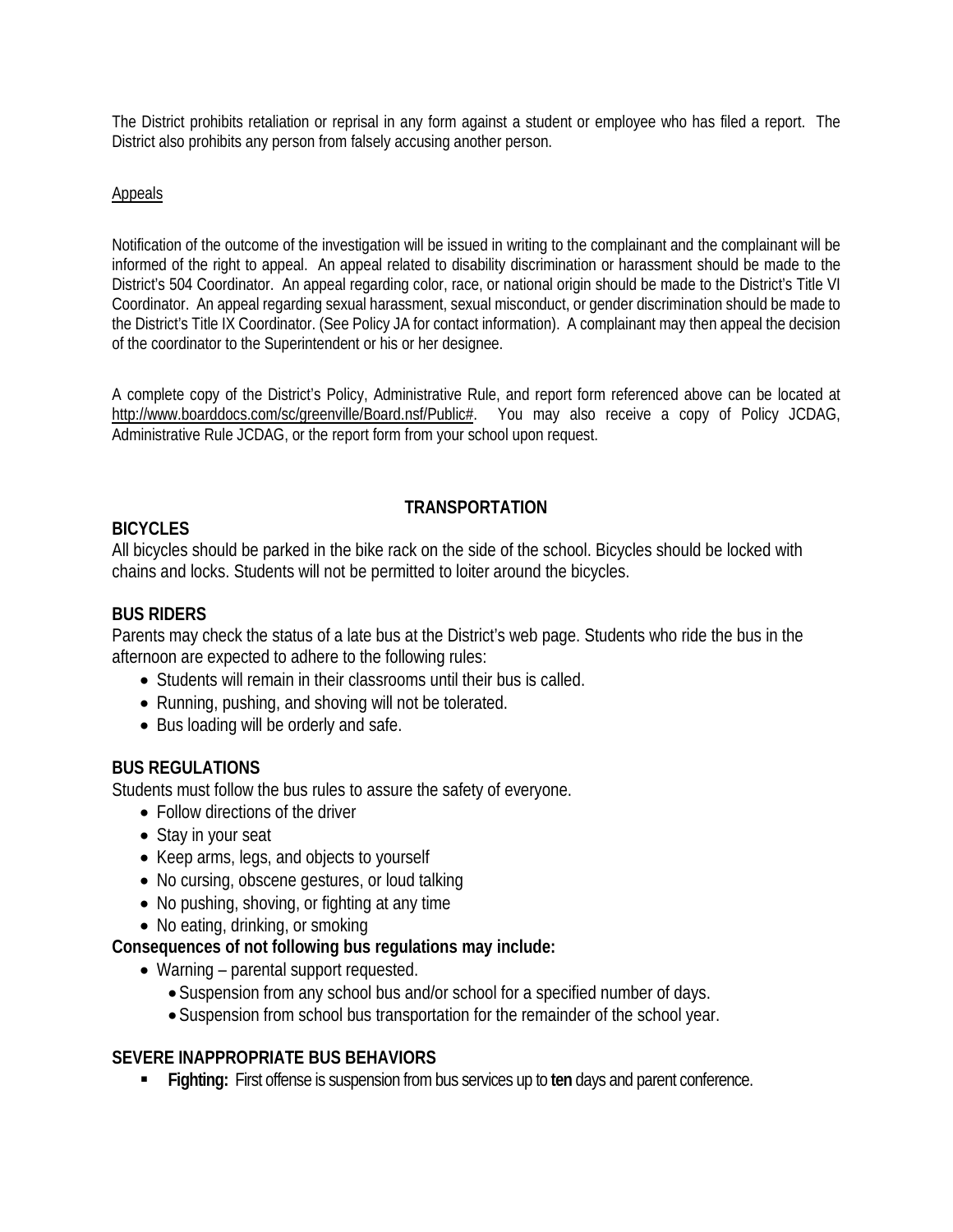The District prohibits retaliation or reprisal in any form against a student or employee who has filed a report. The District also prohibits any person from falsely accusing another person.

Appeals

Notification of the outcome of the investigation will be issued in writing to the complainant and the complainant will be informed of the right to appeal. An appeal related to disability discrimination or harassment should be made to the District's 504 Coordinator. An appeal regarding color, race, or national origin should be made to the District's Title VI Coordinator. An appeal regarding sexual harassment, sexual misconduct, or gender discrimination should be made to the District's Title IX Coordinator. (See Policy JA for contact information). A complainant may then appeal the decision of the coordinator to the Superintendent or his or her designee.

A complete copy of the District's Policy, Administrative Rule, and report form referenced above can be located at http://www.boarddocs.com/sc/greenville/Board.nsf/Public#. You may also receive a copy of Policy JCDAG, Administrative Rule JCDAG, or the report form from your school upon request.

## TRANSPORTATION

### BICYCLES

All bicycles should be parked in the bike rack on the side of the school. Bicycles should be locked with chains and locks. Students will not be permitted to loiter around the bicycles.

### BUS RIDERS

Parents may check the status of a late bus at the District's web page. Students who ride the bus in the afternoon are expected to adhere to the following rules:

- Students will remain in their classrooms until their bus is called.
- Running, pushing, and shoving will not be tolerated.
- Bus loading will be orderly and safe.

### BUS REGULATIONS

Students must follow the bus rules to assure the safety of everyone.

- Follow directions of the driver
- Stay in your seat
- Keep arms, legs, and objects to yourself
- No cursing, obscene gestures, or loud talking
- No pushing, shoving, or fighting at any time
- No eating, drinking, or smoking

**Consequences of not following bus regulations may include:**

- Warning – parental support requested.
  - Suspension from any school bus and/or school for a specified number of days.
  - Suspension from school bus transportation for the remainder of the school year.

### SEVERE INAPPROPRIATE BUS BEHAVIORS

- **Fighting:** First offense is suspension from bus services up to **ten** days and parent conference.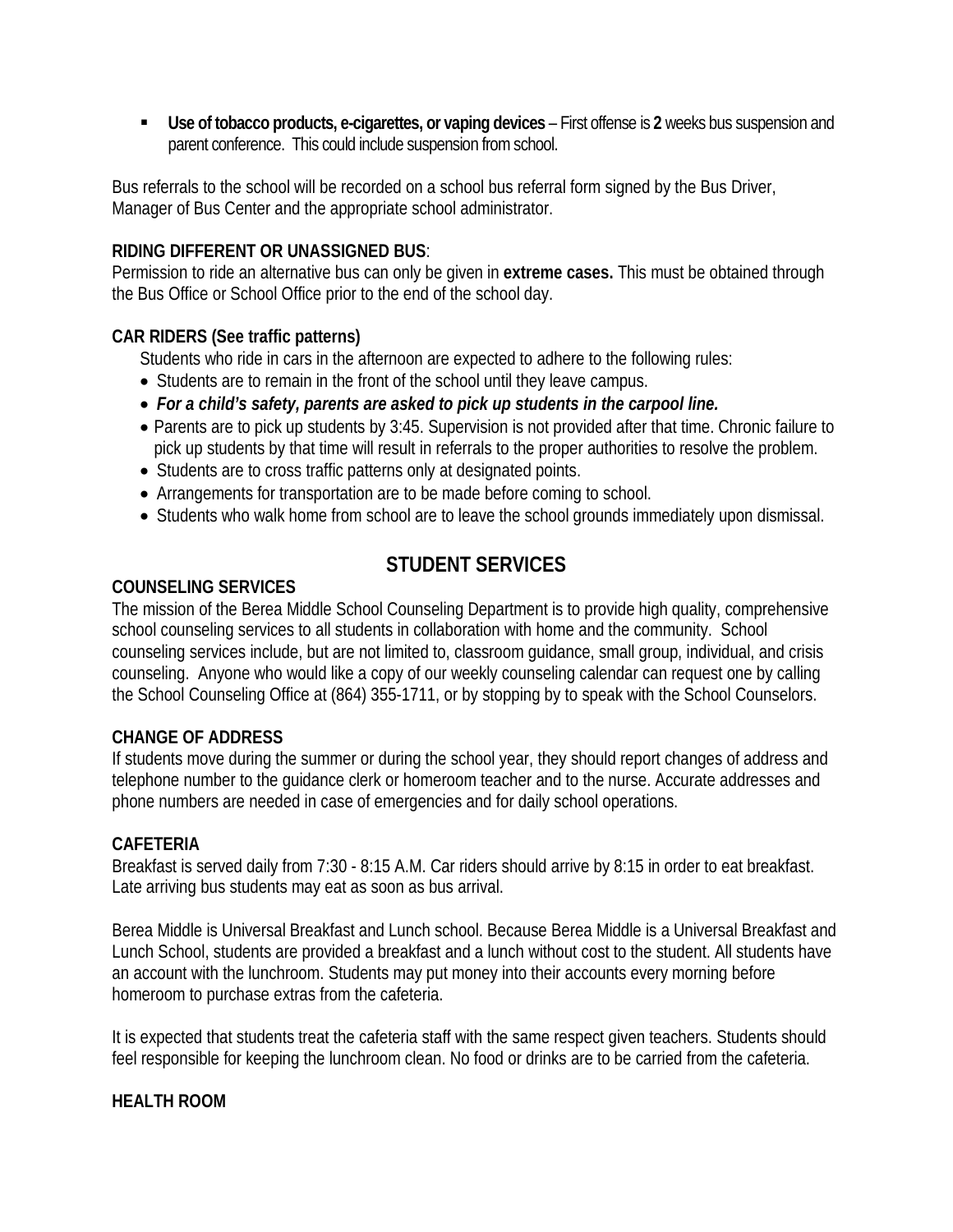- **Use of tobacco products, e-cigarettes, or vaping devices** – First offense is **2** weeks bus suspension and parent conference. This could include suspension from school.

Bus referrals to the school will be recorded on a school bus referral form signed by the Bus Driver, Manager of Bus Center and the appropriate school administrator.

**RIDING DIFFERENT OR UNASSIGNED BUS**:
Permission to ride an alternative bus can only be given in **extreme cases.** This must be obtained through the Bus Office or School Office prior to the end of the school day.

**CAR RIDERS (See traffic patterns)**
Students who ride in cars in the afternoon are expected to adhere to the following rules:

- Students are to remain in the front of the school until they leave campus.
- ***For a child's safety, parents are asked to pick up students in the carpool line.***
- Parents are to pick up students by 3:45. Supervision is not provided after that time. Chronic failure to pick up students by that time will result in referrals to the proper authorities to resolve the problem.
- Students are to cross traffic patterns only at designated points.
- Arrangements for transportation are to be made before coming to school.
- Students who walk home from school are to leave the school grounds immediately upon dismissal.

## STUDENT SERVICES

**COUNSELING SERVICES**
The mission of the Berea Middle School Counseling Department is to provide high quality, comprehensive school counseling services to all students in collaboration with home and the community. School counseling services include, but are not limited to, classroom guidance, small group, individual, and crisis counseling. Anyone who would like a copy of our weekly counseling calendar can request one by calling the School Counseling Office at (864) 355-1711, or by stopping by to speak with the School Counselors.

**CHANGE OF ADDRESS**
If students move during the summer or during the school year, they should report changes of address and telephone number to the guidance clerk or homeroom teacher and to the nurse. Accurate addresses and phone numbers are needed in case of emergencies and for daily school operations.

**CAFETERIA**
Breakfast is served daily from 7:30 - 8:15 A.M. Car riders should arrive by 8:15 in order to eat breakfast. Late arriving bus students may eat as soon as bus arrival.

Berea Middle is Universal Breakfast and Lunch school. Because Berea Middle is a Universal Breakfast and Lunch School, students are provided a breakfast and a lunch without cost to the student. All students have an account with the lunchroom. Students may put money into their accounts every morning before homeroom to purchase extras from the cafeteria.

It is expected that students treat the cafeteria staff with the same respect given teachers. Students should feel responsible for keeping the lunchroom clean. No food or drinks are to be carried from the cafeteria.

**HEALTH ROOM**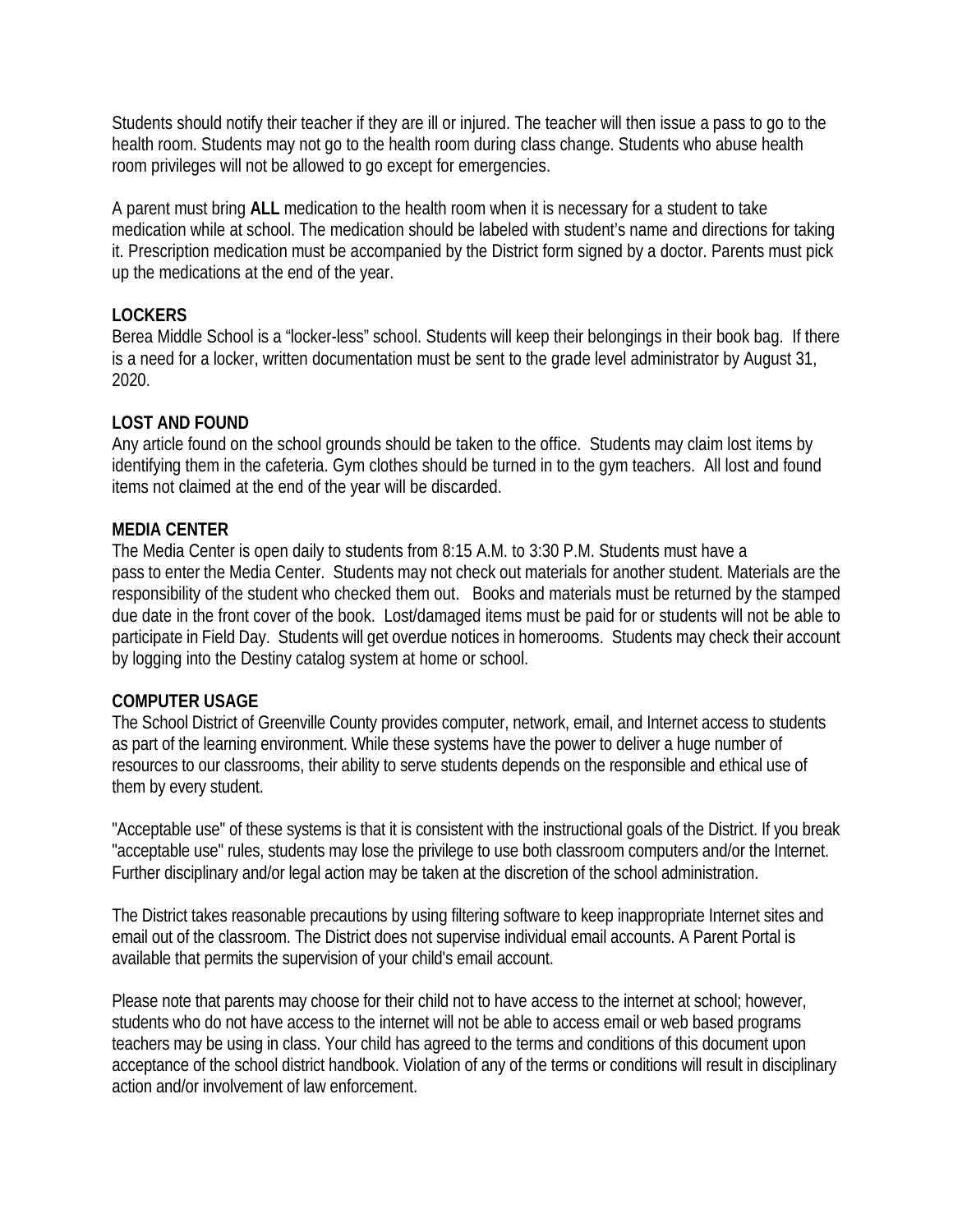Students should notify their teacher if they are ill or injured. The teacher will then issue a pass to go to the health room. Students may not go to the health room during class change. Students who abuse health room privileges will not be allowed to go except for emergencies.

A parent must bring **ALL** medication to the health room when it is necessary for a student to take medication while at school. The medication should be labeled with student's name and directions for taking it. Prescription medication must be accompanied by the District form signed by a doctor. Parents must pick up the medications at the end of the year.

**LOCKERS**

Berea Middle School is a "locker-less" school. Students will keep their belongings in their book bag. If there is a need for a locker, written documentation must be sent to the grade level administrator by August 31, 2020.

**LOST AND FOUND**

Any article found on the school grounds should be taken to the office. Students may claim lost items by identifying them in the cafeteria. Gym clothes should be turned in to the gym teachers. All lost and found items not claimed at the end of the year will be discarded.

**MEDIA CENTER**

The Media Center is open daily to students from 8:15 A.M. to 3:30 P.M. Students must have a pass to enter the Media Center. Students may not check out materials for another student. Materials are the responsibility of the student who checked them out. Books and materials must be returned by the stamped due date in the front cover of the book. Lost/damaged items must be paid for or students will not be able to participate in Field Day. Students will get overdue notices in homerooms. Students may check their account by logging into the Destiny catalog system at home or school.

**COMPUTER USAGE**

The School District of Greenville County provides computer, network, email, and Internet access to students as part of the learning environment. While these systems have the power to deliver a huge number of resources to our classrooms, their ability to serve students depends on the responsible and ethical use of them by every student.

"Acceptable use" of these systems is that it is consistent with the instructional goals of the District. If you break "acceptable use" rules, students may lose the privilege to use both classroom computers and/or the Internet. Further disciplinary and/or legal action may be taken at the discretion of the school administration.

The District takes reasonable precautions by using filtering software to keep inappropriate Internet sites and email out of the classroom. The District does not supervise individual email accounts. A Parent Portal is available that permits the supervision of your child's email account.

Please note that parents may choose for their child not to have access to the internet at school; however, students who do not have access to the internet will not be able to access email or web based programs teachers may be using in class. Your child has agreed to the terms and conditions of this document upon acceptance of the school district handbook. Violation of any of the terms or conditions will result in disciplinary action and/or involvement of law enforcement.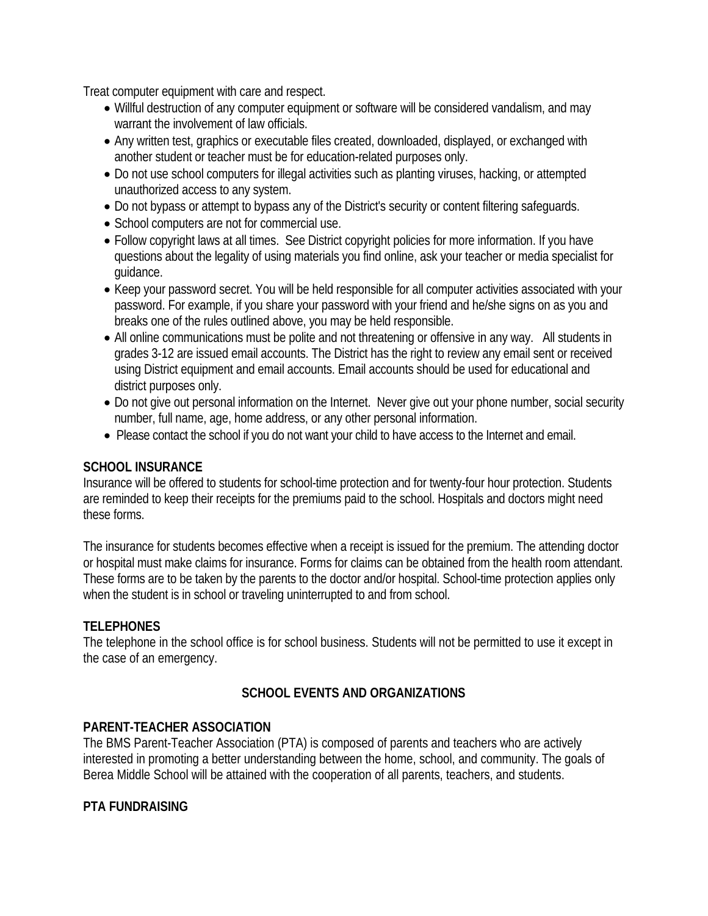Treat computer equipment with care and respect.

- Willful destruction of any computer equipment or software will be considered vandalism, and may warrant the involvement of law officials.
- Any written test, graphics or executable files created, downloaded, displayed, or exchanged with another student or teacher must be for education-related purposes only.
- Do not use school computers for illegal activities such as planting viruses, hacking, or attempted unauthorized access to any system.
- Do not bypass or attempt to bypass any of the District's security or content filtering safeguards.
- School computers are not for commercial use.
- Follow copyright laws at all times. See District copyright policies for more information. If you have questions about the legality of using materials you find online, ask your teacher or media specialist for guidance.
- Keep your password secret. You will be held responsible for all computer activities associated with your password. For example, if you share your password with your friend and he/she signs on as you and breaks one of the rules outlined above, you may be held responsible.
- All online communications must be polite and not threatening or offensive in any way. All students in grades 3-12 are issued email accounts. The District has the right to review any email sent or received using District equipment and email accounts. Email accounts should be used for educational and district purposes only.
- Do not give out personal information on the Internet. Never give out your phone number, social security number, full name, age, home address, or any other personal information.
- Please contact the school if you do not want your child to have access to the Internet and email.

**SCHOOL INSURANCE**

Insurance will be offered to students for school-time protection and for twenty-four hour protection. Students are reminded to keep their receipts for the premiums paid to the school. Hospitals and doctors might need these forms.

The insurance for students becomes effective when a receipt is issued for the premium. The attending doctor or hospital must make claims for insurance. Forms for claims can be obtained from the health room attendant. These forms are to be taken by the parents to the doctor and/or hospital. School-time protection applies only when the student is in school or traveling uninterrupted to and from school.

**TELEPHONES**

The telephone in the school office is for school business. Students will not be permitted to use it except in the case of an emergency.

## SCHOOL EVENTS AND ORGANIZATIONS

**PARENT-TEACHER ASSOCIATION**

The BMS Parent-Teacher Association (PTA) is composed of parents and teachers who are actively interested in promoting a better understanding between the home, school, and community. The goals of Berea Middle School will be attained with the cooperation of all parents, teachers, and students.

**PTA FUNDRAISING**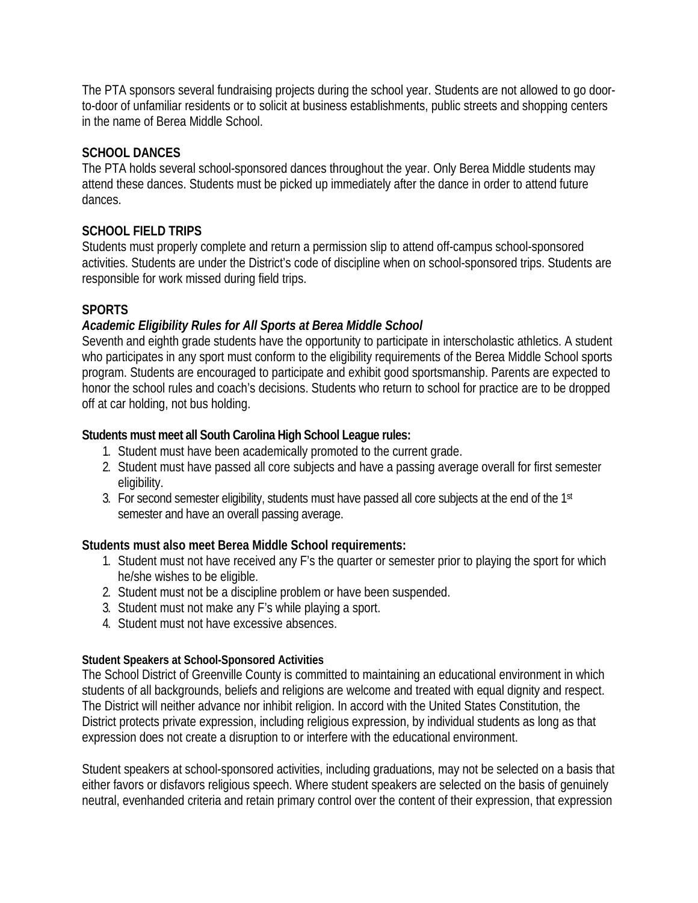The PTA sponsors several fundraising projects during the school year. Students are not allowed to go door-to-door of unfamiliar residents or to solicit at business establishments, public streets and shopping centers in the name of Berea Middle School.

## SCHOOL DANCES

The PTA holds several school-sponsored dances throughout the year. Only Berea Middle students may attend these dances. Students must be picked up immediately after the dance in order to attend future dances.

## SCHOOL FIELD TRIPS

Students must properly complete and return a permission slip to attend off-campus school-sponsored activities. Students are under the District's code of discipline when on school-sponsored trips. Students are responsible for work missed during field trips.

## SPORTS

### *Academic Eligibility Rules for All Sports at Berea Middle School*

Seventh and eighth grade students have the opportunity to participate in interscholastic athletics. A student who participates in any sport must conform to the eligibility requirements of the Berea Middle School sports program. Students are encouraged to participate and exhibit good sportsmanship. Parents are expected to honor the school rules and coach's decisions. Students who return to school for practice are to be dropped off at car holding, not bus holding.

**Students must meet all South Carolina High School League rules:**

1. Student must have been academically promoted to the current grade.
2. Student must have passed all core subjects and have a passing average overall for first semester eligibility.
3. For second semester eligibility, students must have passed all core subjects at the end of the 1st semester and have an overall passing average.

**Students must also meet Berea Middle School requirements:**

1. Student must not have received any F's the quarter or semester prior to playing the sport for which he/she wishes to be eligible.
2. Student must not be a discipline problem or have been suspended.
3. Student must not make any F's while playing a sport.
4. Student must not have excessive absences.

**Student Speakers at School-Sponsored Activities**

The School District of Greenville County is committed to maintaining an educational environment in which students of all backgrounds, beliefs and religions are welcome and treated with equal dignity and respect. The District will neither advance nor inhibit religion. In accord with the United States Constitution, the District protects private expression, including religious expression, by individual students as long as that expression does not create a disruption to or interfere with the educational environment.

Student speakers at school-sponsored activities, including graduations, may not be selected on a basis that either favors or disfavors religious speech. Where student speakers are selected on the basis of genuinely neutral, evenhanded criteria and retain primary control over the content of their expression, that expression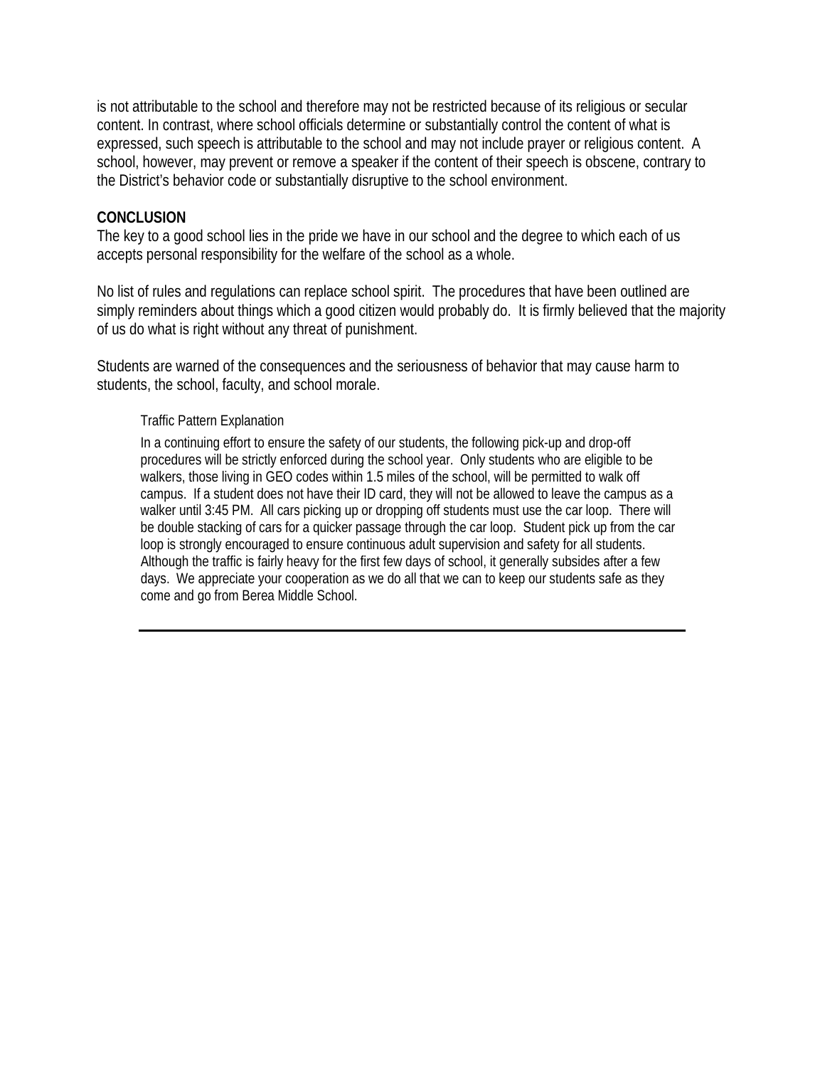is not attributable to the school and therefore may not be restricted because of its religious or secular content. In contrast, where school officials determine or substantially control the content of what is expressed, such speech is attributable to the school and may not include prayer or religious content. A school, however, may prevent or remove a speaker if the content of their speech is obscene, contrary to the District's behavior code or substantially disruptive to the school environment.

## CONCLUSION

The key to a good school lies in the pride we have in our school and the degree to which each of us accepts personal responsibility for the welfare of the school as a whole.

No list of rules and regulations can replace school spirit. The procedures that have been outlined are simply reminders about things which a good citizen would probably do. It is firmly believed that the majority of us do what is right without any threat of punishment.

Students are warned of the consequences and the seriousness of behavior that may cause harm to students, the school, faculty, and school morale.

### Traffic Pattern Explanation

In a continuing effort to ensure the safety of our students, the following pick-up and drop-off procedures will be strictly enforced during the school year. Only students who are eligible to be walkers, those living in GEO codes within 1.5 miles of the school, will be permitted to walk off campus. If a student does not have their ID card, they will not be allowed to leave the campus as a walker until 3:45 PM. All cars picking up or dropping off students must use the car loop. There will be double stacking of cars for a quicker passage through the car loop. Student pick up from the car loop is strongly encouraged to ensure continuous adult supervision and safety for all students. Although the traffic is fairly heavy for the first few days of school, it generally subsides after a few days. We appreciate your cooperation as we do all that we can to keep our students safe as they come and go from Berea Middle School.

---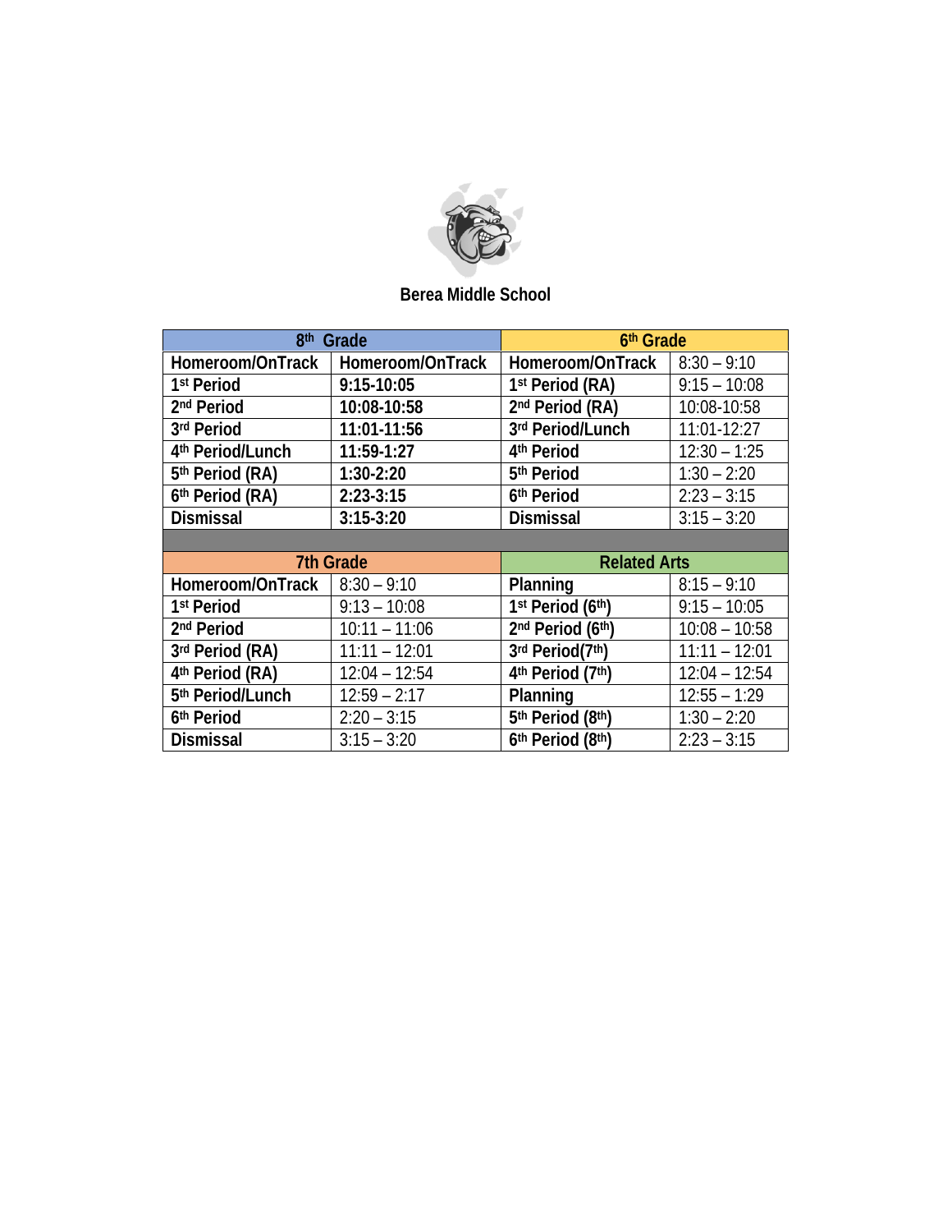**Berea Middle School**

| 8th Grade | | 6th Grade | |
|---|---|---|---|
| Homeroom/OnTrack | Homeroom/OnTrack | Homeroom/OnTrack | 8:30 – 9:10 |
| 1st Period | 9:15-10:05 | 1st Period (RA) | 9:15 – 10:08 |
| 2nd Period | 10:08-10:58 | 2nd Period (RA) | 10:08-10:58 |
| 3rd Period | 11:01-11:56 | 3rd Period/Lunch | 11:01-12:27 |
| 4th Period/Lunch | 11:59-1:27 | 4th Period | 12:30 – 1:25 |
| 5th Period (RA) | 1:30-2:20 | 5th Period | 1:30 – 2:20 |
| 6th Period (RA) | 2:23-3:15 | 6th Period | 2:23 – 3:15 |
| Dismissal | 3:15-3:20 | Dismissal | 3:15 – 3:20 |
| | | | |
| **7th Grade** | | **Related Arts** | |
| Homeroom/OnTrack | 8:30 – 9:10 | Planning | 8:15 – 9:10 |
| 1st Period | 9:13 – 10:08 | 1st Period (6th) | 9:15 – 10:05 |
| 2nd Period | 10:11 – 11:06 | 2nd Period (6th) | 10:08 – 10:58 |
| 3rd Period (RA) | 11:11 – 12:01 | 3rd Period(7th) | 11:11 – 12:01 |
| 4th Period (RA) | 12:04 – 12:54 | 4th Period (7th) | 12:04 – 12:54 |
| 5th Period/Lunch | 12:59 – 2:17 | Planning | 12:55 – 1:29 |
| 6th Period | 2:20 – 3:15 | 5th Period (8th) | 1:30 – 2:20 |
| Dismissal | 3:15 – 3:20 | 6th Period (8th) | 2:23 – 3:15 |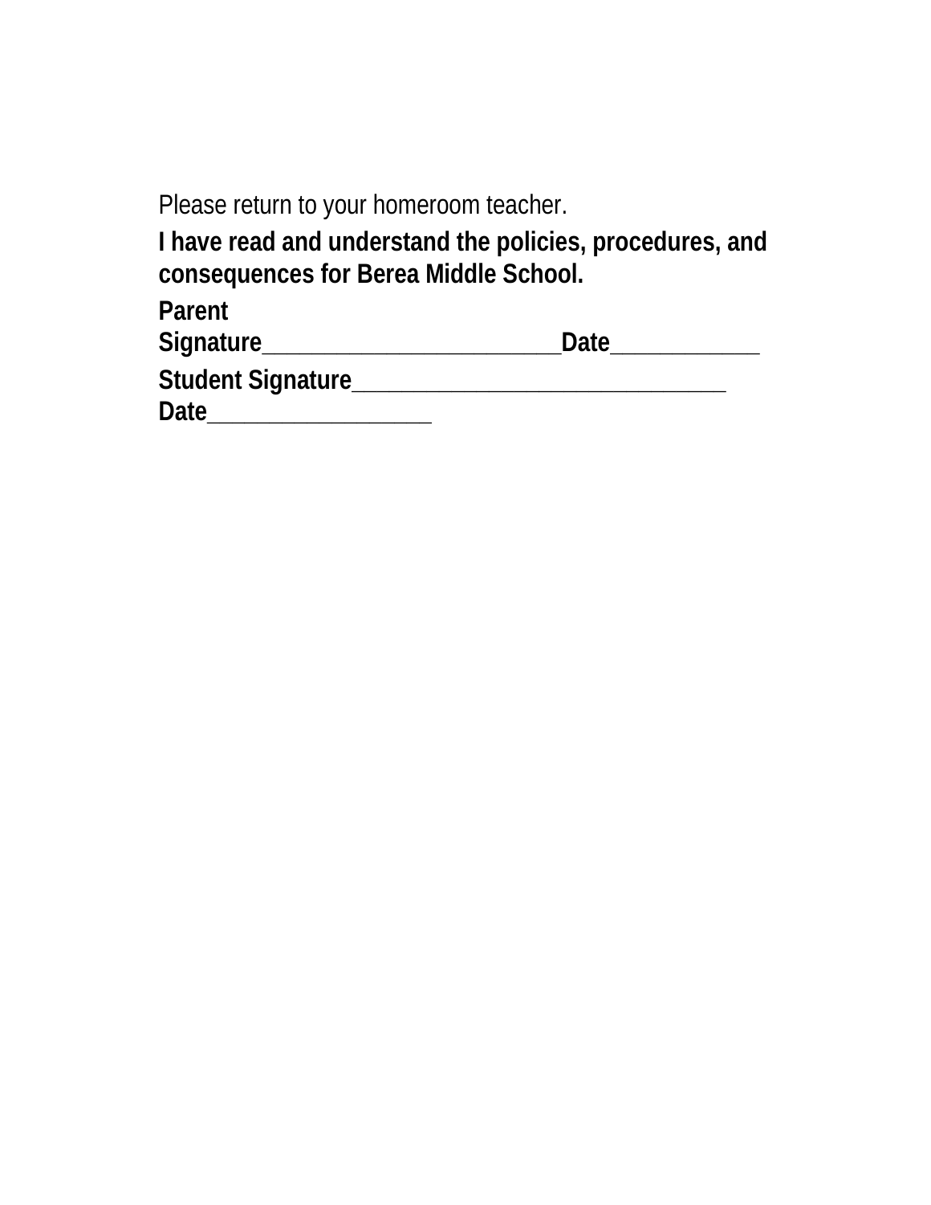Please return to your homeroom teacher.

**I have read and understand the policies, procedures, and consequences for Berea Middle School.**

**Parent Signature_________________________Date____________**

**Student Signature______________________________ Date__________________**